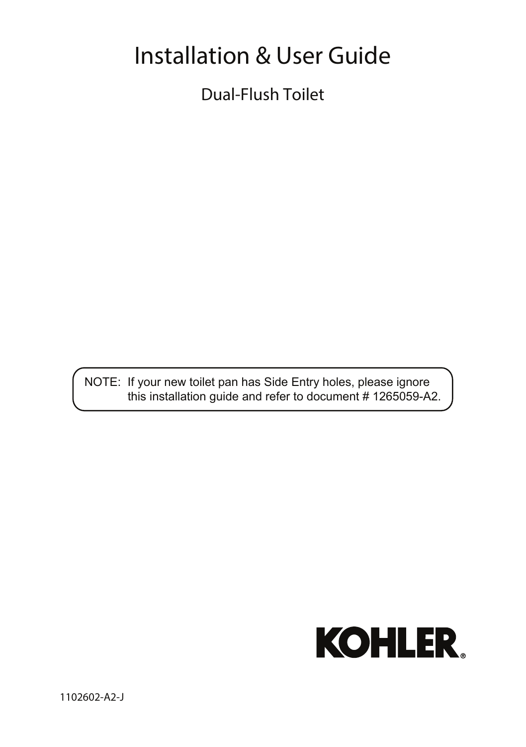# Installation & User Guide

## Dual-Flush Toilet

NOTE: If your new toilet pan has Side Entry holes, please ignore this installation guide and refer to document # 1265059-A2.

KOHLER®

1102602-A2-J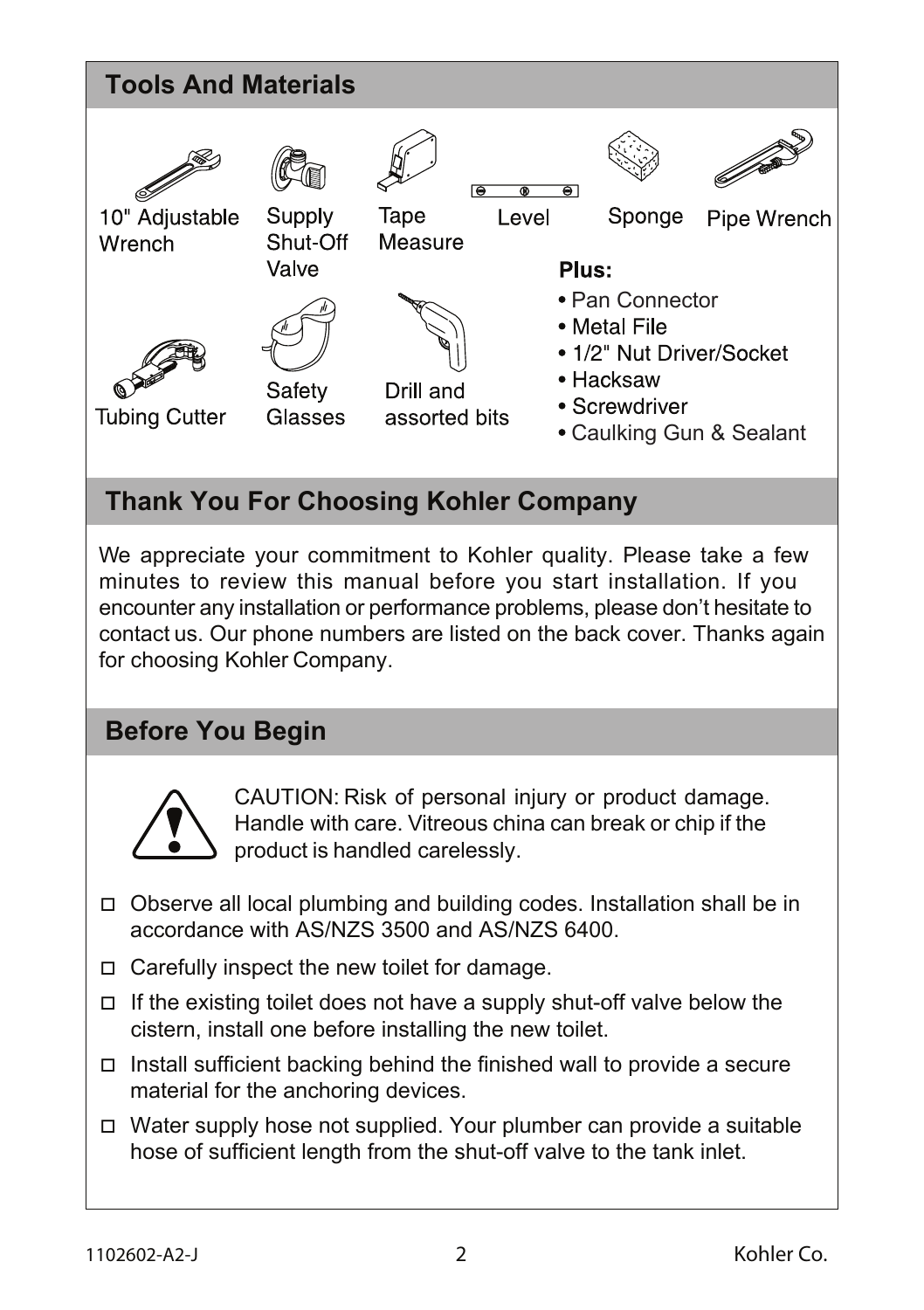## Tools And Materials

10" Adjustable Wrench

Supply Shut-Off Valve

Tape Measure

Level

Sponge

Pipe Wrench

Tubing Cutter

Safety Glasses

Drill and assorted bits

**Plus:**

- Pan Connector
- Metal File
- 1/2" Nut Driver/Socket
- Hacksaw
- Screwdriver
- Caulking Gun & Sealant

## Thank You For Choosing Kohler Company

We appreciate your commitment to Kohler quality. Please take a few minutes to review this manual before you start installation. If you encounter any installation or performance problems, please don't hesitate to contact us. Our phone numbers are listed on the back cover. Thanks again for choosing Kohler Company.

## Before You Begin

CAUTION: Risk of personal injury or product damage. Handle with care. Vitreous china can break or chip if the product is handled carelessly.

- ☐ Observe all local plumbing and building codes. Installation shall be in accordance with AS/NZS 3500 and AS/NZS 6400.
- ☐ Carefully inspect the new toilet for damage.
- ☐ If the existing toilet does not have a supply shut-off valve below the cistern, install one before installing the new toilet.
- ☐ Install sufficient backing behind the finished wall to provide a secure material for the anchoring devices.
- ☐ Water supply hose not supplied. Your plumber can provide a suitable hose of sufficient length from the shut-off valve to the tank inlet.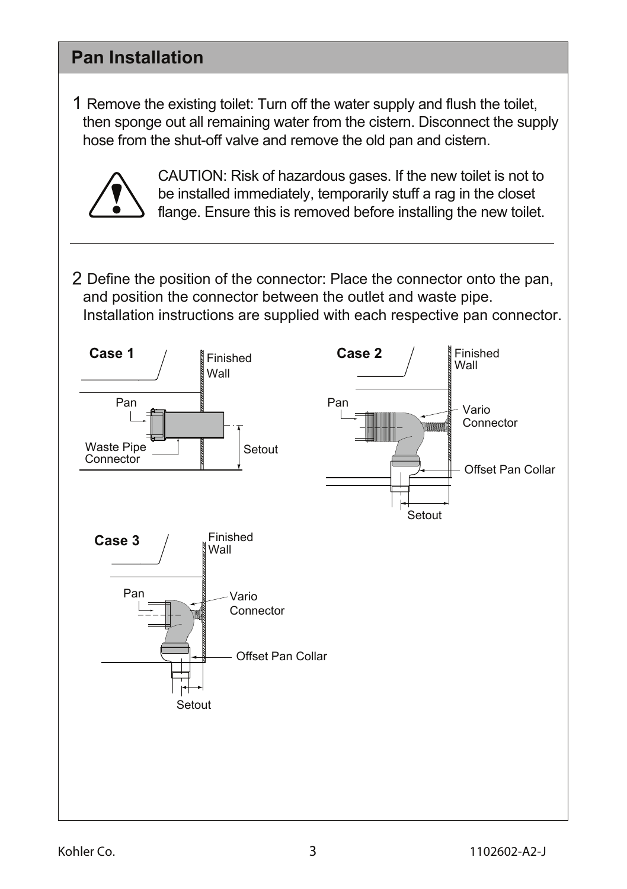## Pan Installation

1 Remove the existing toilet: Turn off the water supply and flush the toilet, then sponge out all remaining water from the cistern. Disconnect the supply hose from the shut-off valve and remove the old pan and cistern.

CAUTION: Risk of hazardous gases. If the new toilet is not to be installed immediately, temporarily stuff a rag in the closet flange. Ensure this is removed before installing the new toilet.

---

2 Define the position of the connector: Place the connector onto the pan, and position the connector between the outlet and waste pipe. Installation instructions are supplied with each respective pan connector.

**Case 1**

Finished Wall
Pan
Waste Pipe Connector
Setout

**Case 2**

Finished Wall
Pan
Vario Connector
Offset Pan Collar
Setout

**Case 3**

Finished Wall
Pan
Vario Connector
Offset Pan Collar
Setout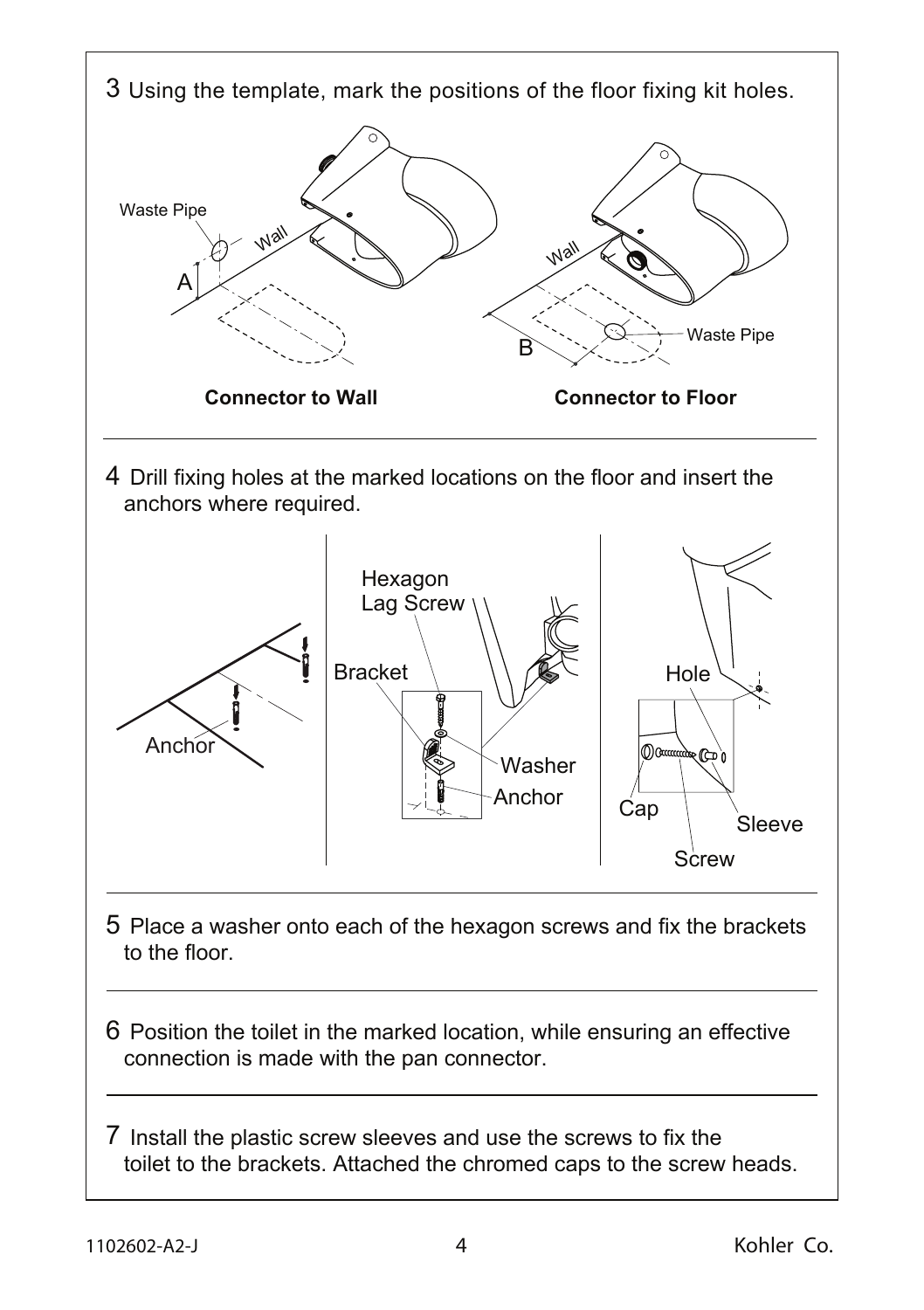3 Using the template, mark the positions of the floor fixing kit holes.

Waste Pipe

Wall

A

**Connector to Wall**

Wall

Waste Pipe

B

**Connector to Floor**

---

4 Drill fixing holes at the marked locations on the floor and insert the anchors where required.

Anchor

Hexagon Lag Screw

Bracket

Washer

Anchor

Hole

Cap

Screw

Sleeve

---

5 Place a washer onto each of the hexagon screws and fix the brackets to the floor.

---

6 Position the toilet in the marked location, while ensuring an effective connection is made with the pan connector.

---

7 Install the plastic screw sleeves and use the screws to fix the toilet to the brackets. Attached the chromed caps to the screw heads.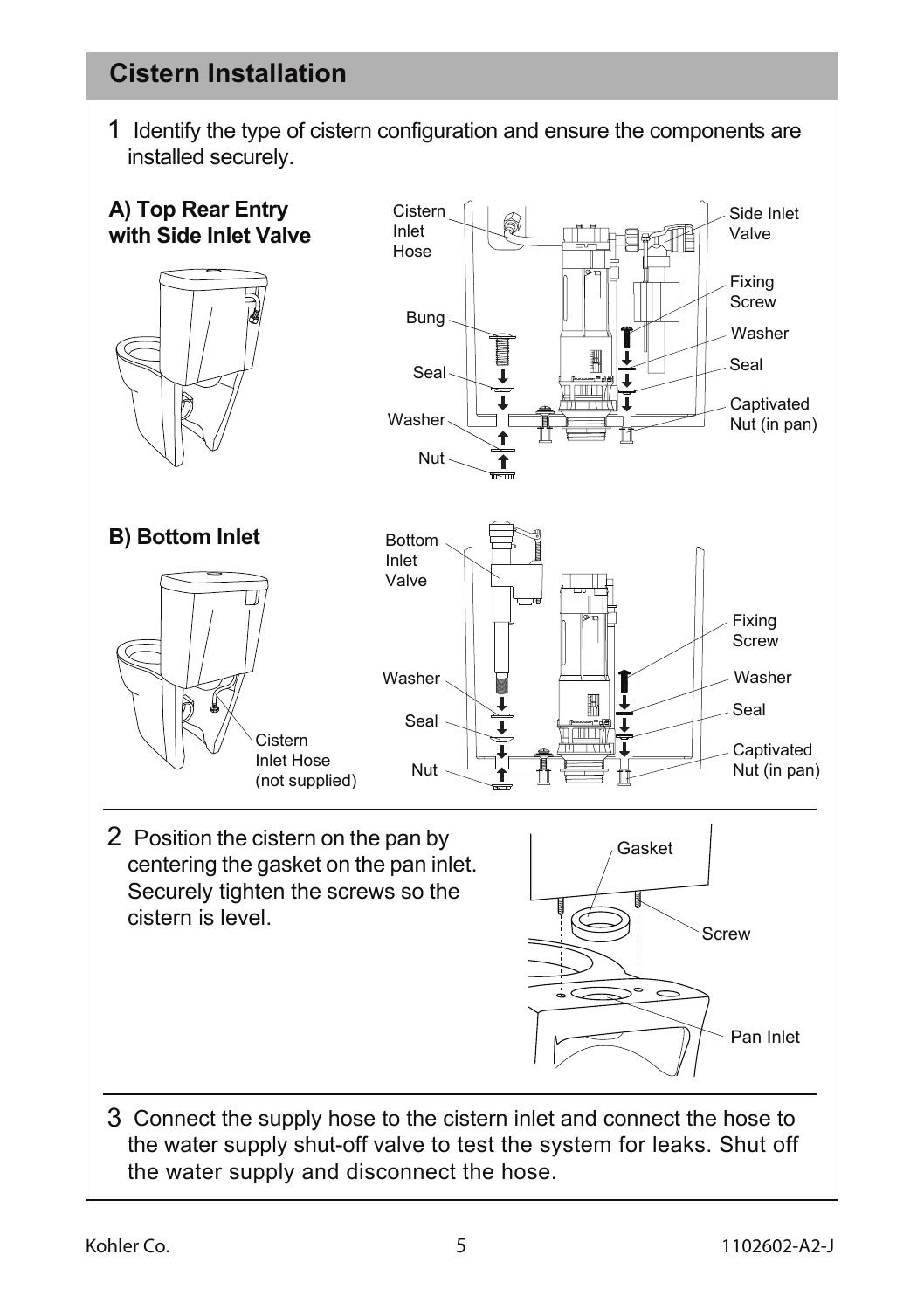## Cistern Installation

1 Identify the type of cistern configuration and ensure the components are installed securely.

**A) Top Rear Entry with Side Inlet Valve**

Cistern Inlet Hose

Side Inlet Valve

Fixing Screw

Bung

Washer

Seal

Seal

Captivated Nut (in pan)

Washer

Nut

**B) Bottom Inlet**

Bottom Inlet Valve

Fixing Screw

Washer

Washer

Seal

Seal

Cistern Inlet Hose (not supplied)

Captivated Nut (in pan)

Nut

2 Position the cistern on the pan by centering the gasket on the pan inlet. Securely tighten the screws so the cistern is level.

Gasket

Screw

Pan Inlet

3 Connect the supply hose to the cistern inlet and connect the hose to the water supply shut-off valve to test the system for leaks. Shut off the water supply and disconnect the hose.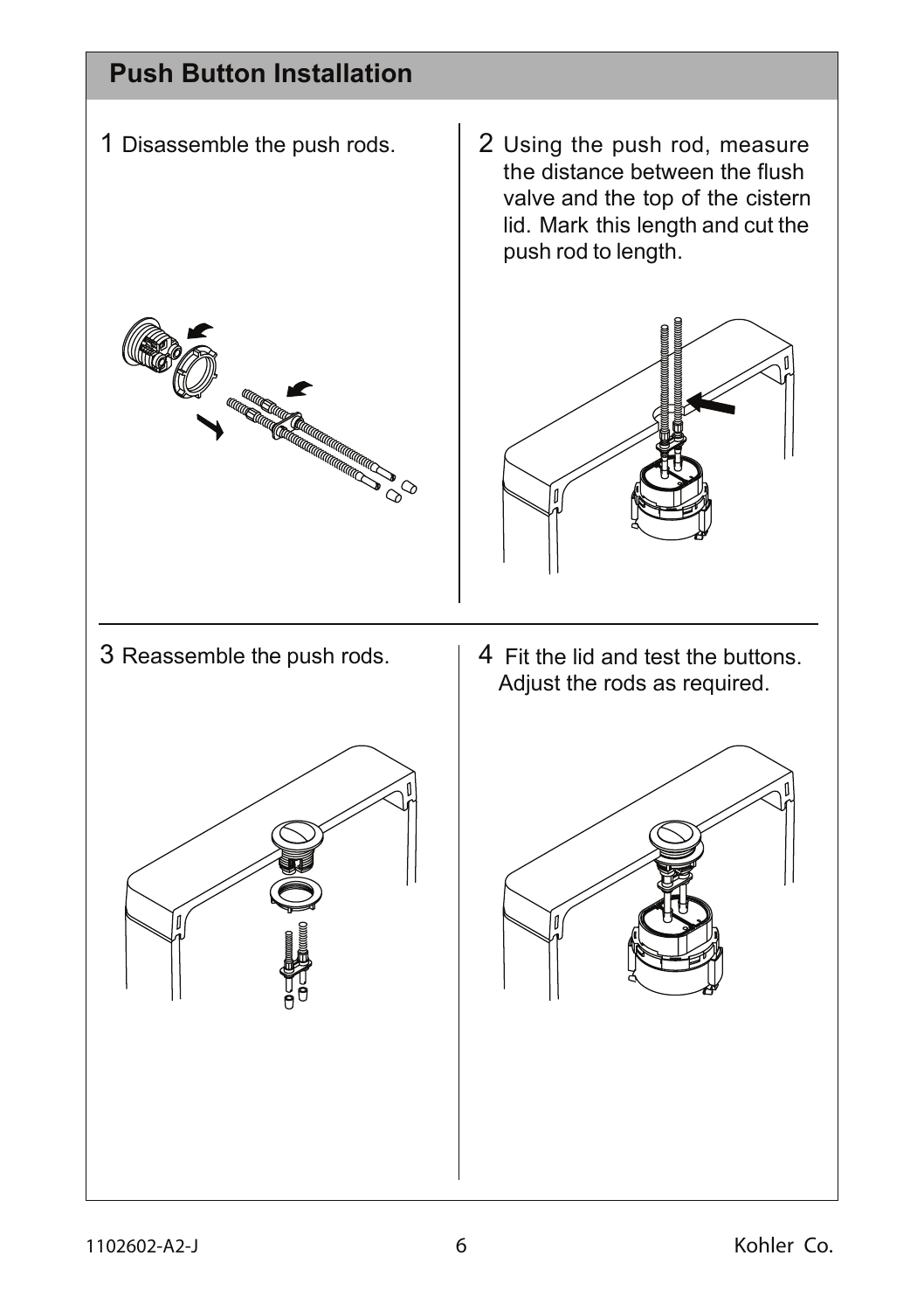## Push Button Installation

1 Disassemble the push rods.

2 Using the push rod, measure the distance between the flush valve and the top of the cistern lid. Mark this length and cut the push rod to length.

3 Reassemble the push rods.

4 Fit the lid and test the buttons. Adjust the rods as required.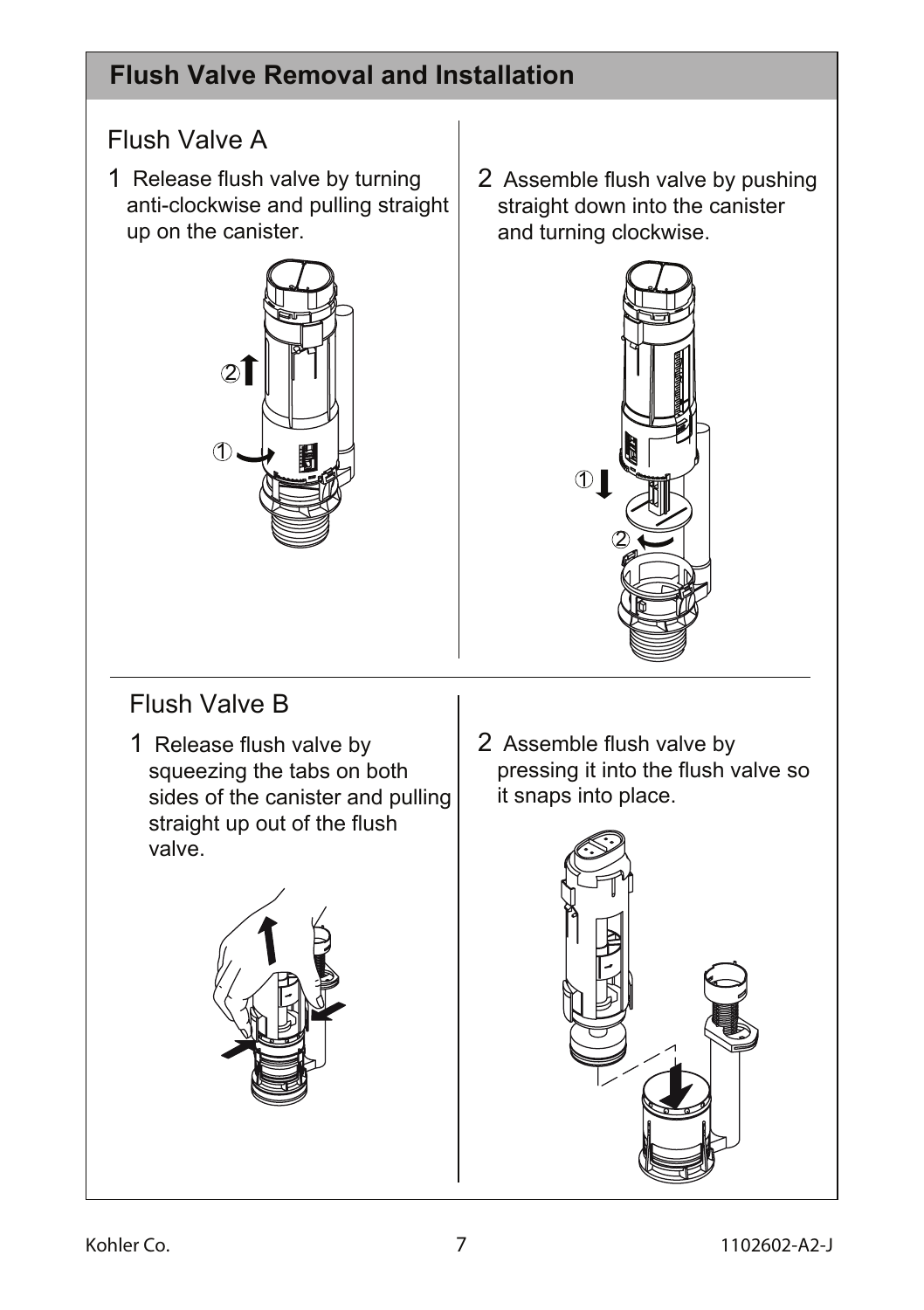## Flush Valve Removal and Installation

### Flush Valve A

1 Release flush valve by turning anti-clockwise and pulling straight up on the canister.

2 Assemble flush valve by pushing straight down into the canister and turning clockwise.

### Flush Valve B

1 Release flush valve by squeezing the tabs on both sides of the canister and pulling straight up out of the flush valve.

2 Assemble flush valve by pressing it into the flush valve so it snaps into place.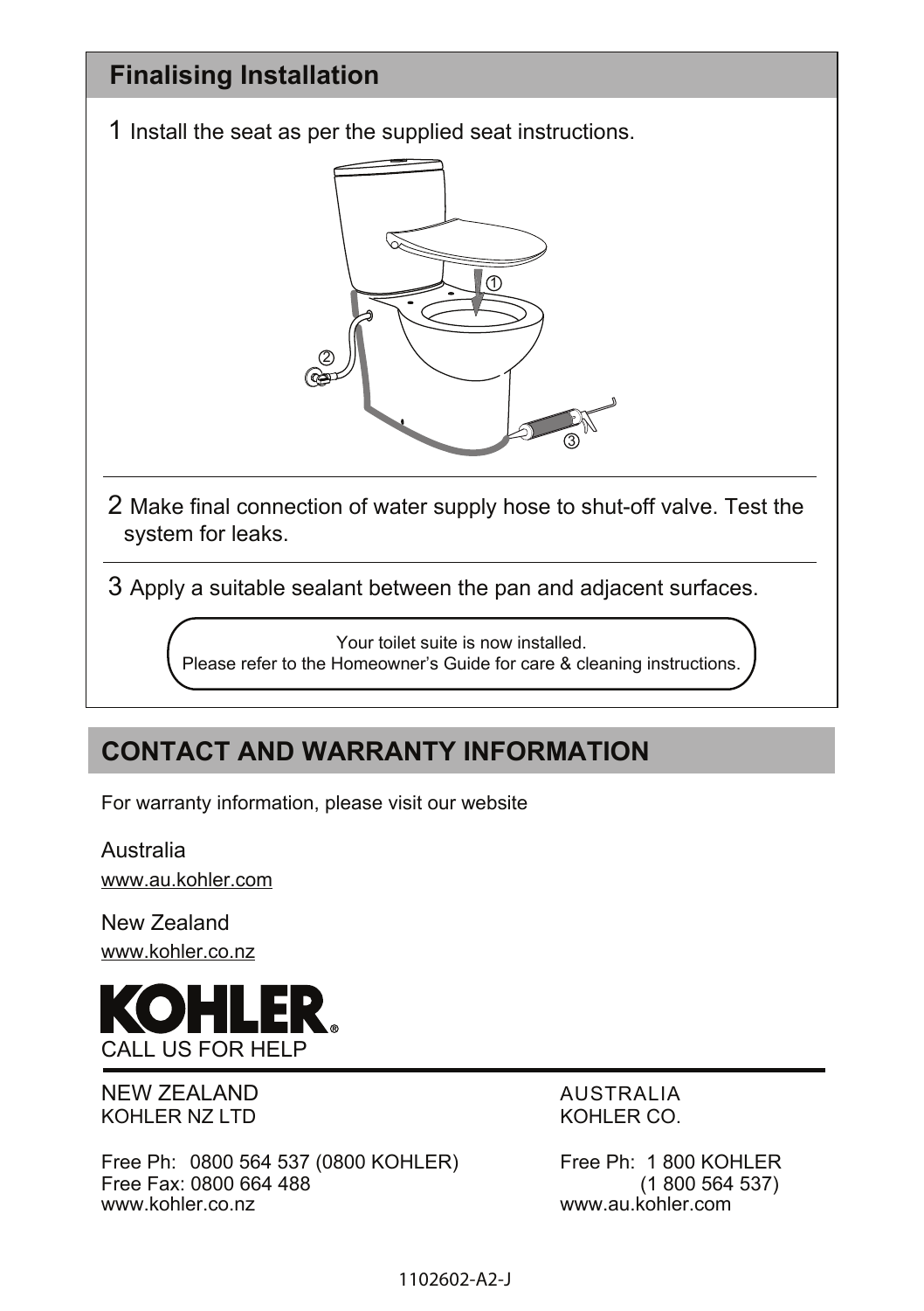## Finalising Installation

1 Install the seat as per the supplied seat instructions.

①

②

③

2 Make final connection of water supply hose to shut-off valve. Test the system for leaks.

3 Apply a suitable sealant between the pan and adjacent surfaces.

Your toilet suite is now installed.
Please refer to the Homeowner's Guide for care & cleaning instructions.

## CONTACT AND WARRANTY INFORMATION

For warranty information, please visit our website

Australia
www.au.kohler.com

New Zealand
www.kohler.co.nz

**KOHLER**®
CALL US FOR HELP

NEW ZEALAND
KOHLER NZ LTD

Free Ph: 0800 564 537 (0800 KOHLER)
Free Fax: 0800 664 488
www.kohler.co.nz

AUSTRALIA
KOHLER CO.

Free Ph: 1 800 KOHLER
(1 800 564 537)
www.au.kohler.com

1102602-A2-J